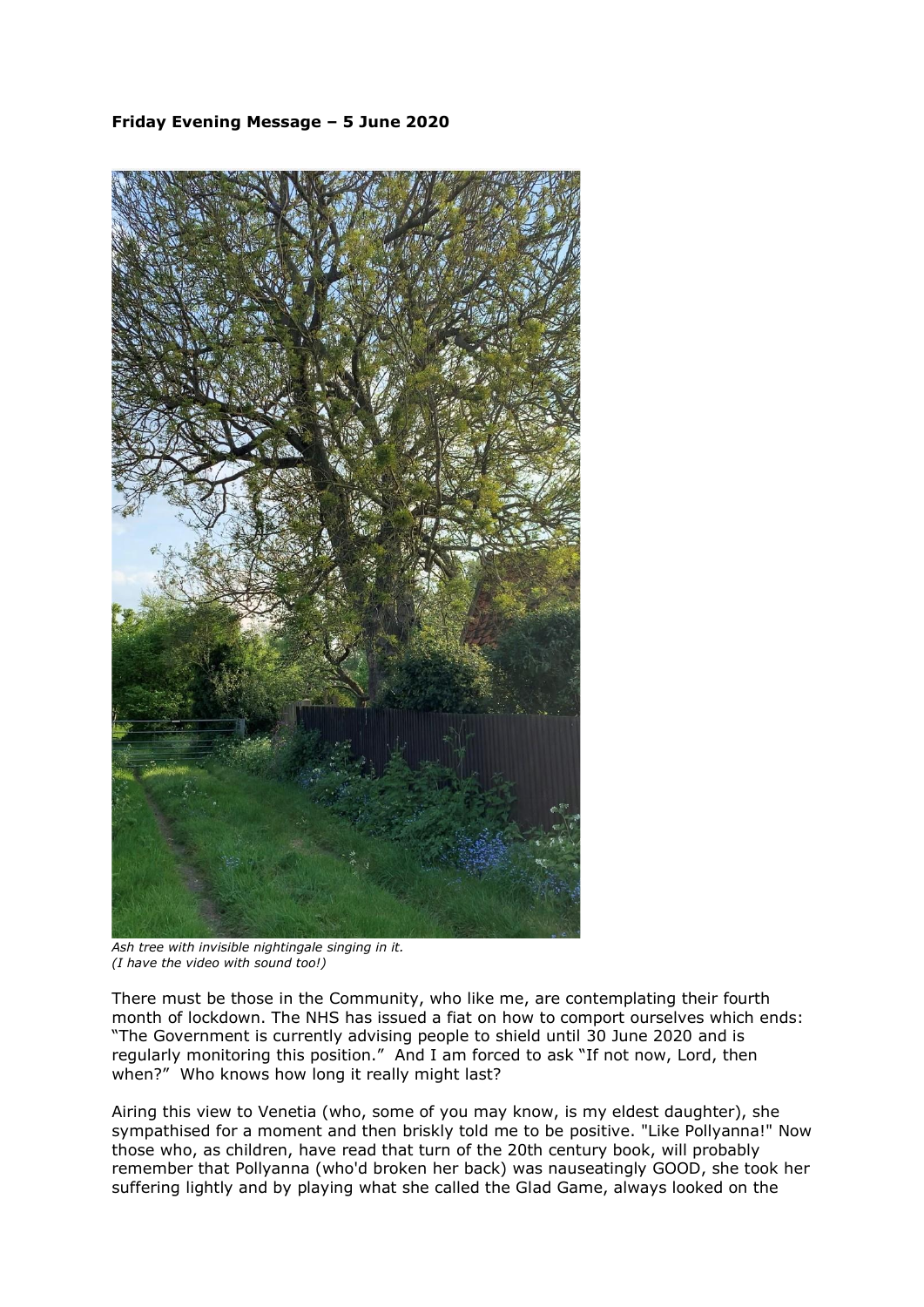**Friday Evening Message – 5 June 2020**

*Ash tree with invisible nightingale singing in it.*
*(I have the video with sound too!)*

There must be those in the Community, who like me, are contemplating their fourth month of lockdown. The NHS has issued a fiat on how to comport ourselves which ends: "The Government is currently advising people to shield until 30 June 2020 and is regularly monitoring this position." And I am forced to ask "If not now, Lord, then when?" Who knows how long it really might last?

Airing this view to Venetia (who, some of you may know, is my eldest daughter), she sympathised for a moment and then briskly told me to be positive. "Like Pollyanna!" Now those who, as children, have read that turn of the 20th century book, will probably remember that Pollyanna (who'd broken her back) was nauseatingly GOOD, she took her suffering lightly and by playing what she called the Glad Game, always looked on the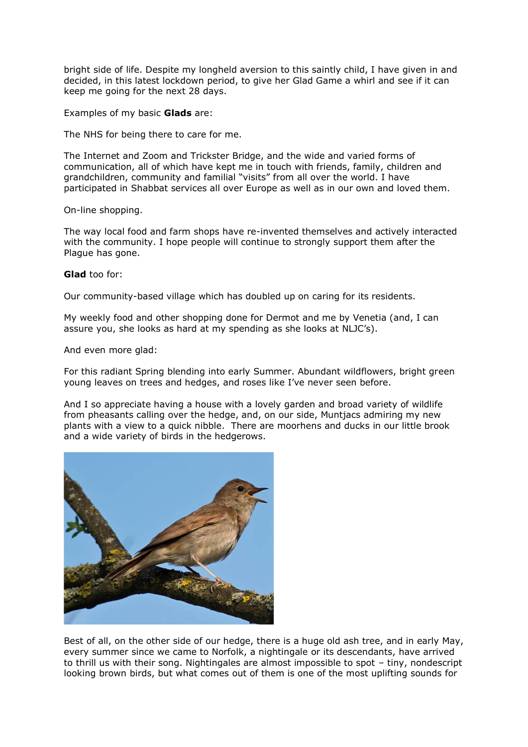bright side of life. Despite my longheld aversion to this saintly child, I have given in and decided, in this latest lockdown period, to give her Glad Game a whirl and see if it can keep me going for the next 28 days.

Examples of my basic **Glads** are:

The NHS for being there to care for me.

The Internet and Zoom and Trickster Bridge, and the wide and varied forms of communication, all of which have kept me in touch with friends, family, children and grandchildren, community and familial "visits" from all over the world. I have participated in Shabbat services all over Europe as well as in our own and loved them.

On-line shopping.

The way local food and farm shops have re-invented themselves and actively interacted with the community. I hope people will continue to strongly support them after the Plague has gone.

**Glad** too for:

Our community-based village which has doubled up on caring for its residents.

My weekly food and other shopping done for Dermot and me by Venetia (and, I can assure you, she looks as hard at my spending as she looks at NLJC's).

And even more glad:

For this radiant Spring blending into early Summer. Abundant wildflowers, bright green young leaves on trees and hedges, and roses like I've never seen before.

And I so appreciate having a house with a lovely garden and broad variety of wildlife from pheasants calling over the hedge, and, on our side, Muntjacs admiring my new plants with a view to a quick nibble. There are moorhens and ducks in our little brook and a wide variety of birds in the hedgerows.

Best of all, on the other side of our hedge, there is a huge old ash tree, and in early May, every summer since we came to Norfolk, a nightingale or its descendants, have arrived to thrill us with their song. Nightingales are almost impossible to spot – tiny, nondescript looking brown birds, but what comes out of them is one of the most uplifting sounds for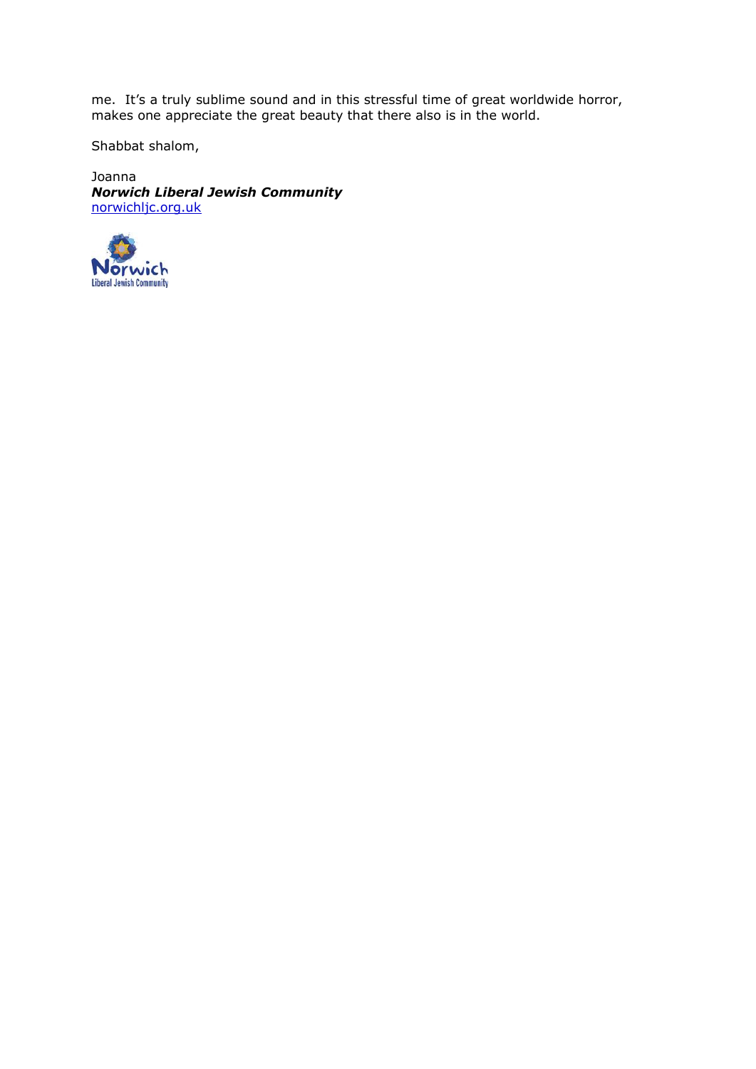me.  It's a truly sublime sound and in this stressful time of great worldwide horror, makes one appreciate the great beauty that there also is in the world.

Shabbat shalom,

Joanna
***Norwich Liberal Jewish Community***
[norwichljc.org.uk](norwichljc.org.uk)